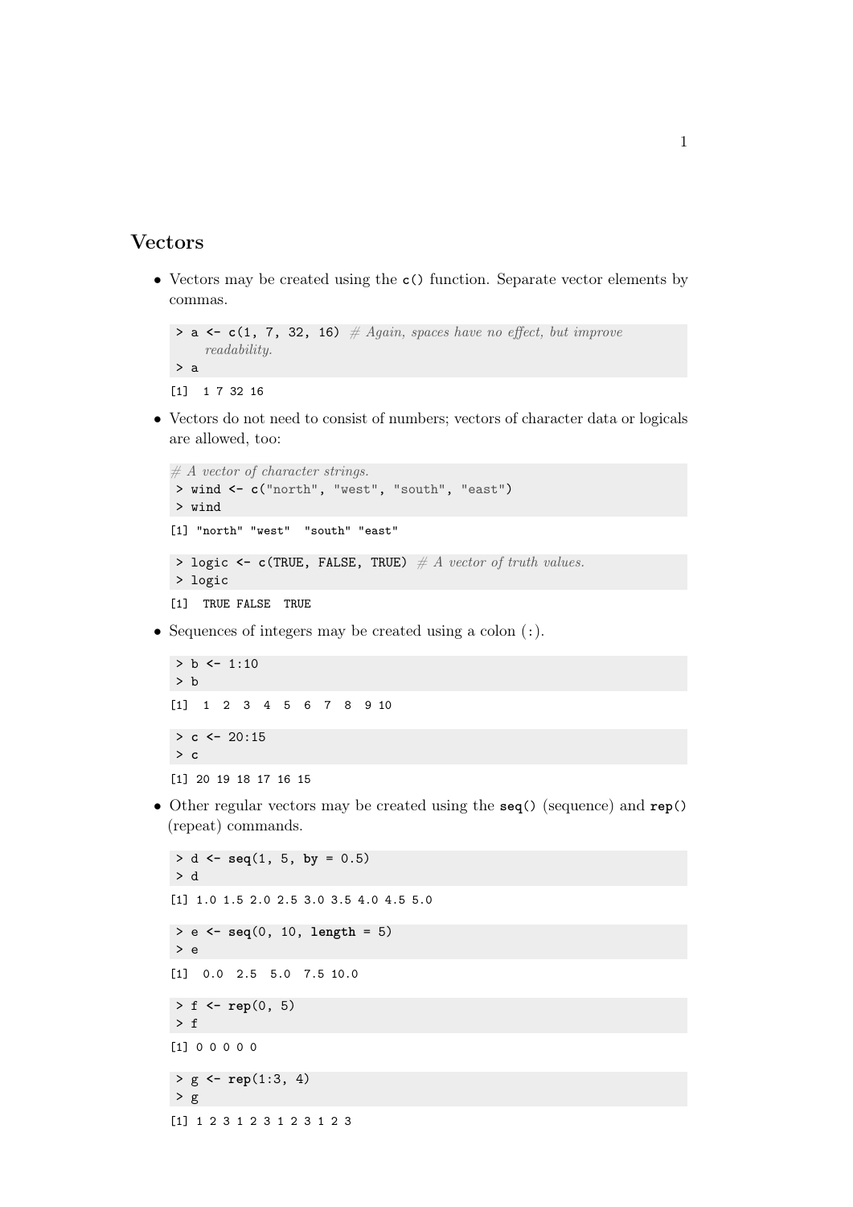## Vectors

- Vectors may be created using the `c()` function. Separate vector elements by commas.

```
> a <- c(1, 7, 32, 16) # Again, spaces have no effect, but improve
    readability.
> a
```

```
[1]  1 7 32 16
```

- Vectors do not need to consist of numbers; vectors of character data or logicals are allowed, too:

```
# A vector of character strings.
> wind <- c("north", "west", "south", "east")
> wind
```

```
[1] "north" "west"  "south" "east"
```

```
> logic <- c(TRUE, FALSE, TRUE) # A vector of truth values.
> logic
```

```
[1]  TRUE FALSE  TRUE
```

- Sequences of integers may be created using a colon (:).

```
> b <- 1:10
> b
```

```
[1]  1  2  3  4  5  6  7  8  9 10
```

```
> c <- 20:15
> c
```

```
[1] 20 19 18 17 16 15
```

- Other regular vectors may be created using the `seq()` (sequence) and `rep()` (repeat) commands.

```
> d <- seq(1, 5, by = 0.5)
> d
```

```
[1] 1.0 1.5 2.0 2.5 3.0 3.5 4.0 4.5 5.0
```

```
> e <- seq(0, 10, length = 5)
> e
```

```
[1]  0.0  2.5  5.0  7.5 10.0
```

```
> f <- rep(0, 5)
> f
```

```
[1] 0 0 0 0 0
```

```
> g <- rep(1:3, 4)
> g
```

```
[1] 1 2 3 1 2 3 1 2 3 1 2 3
```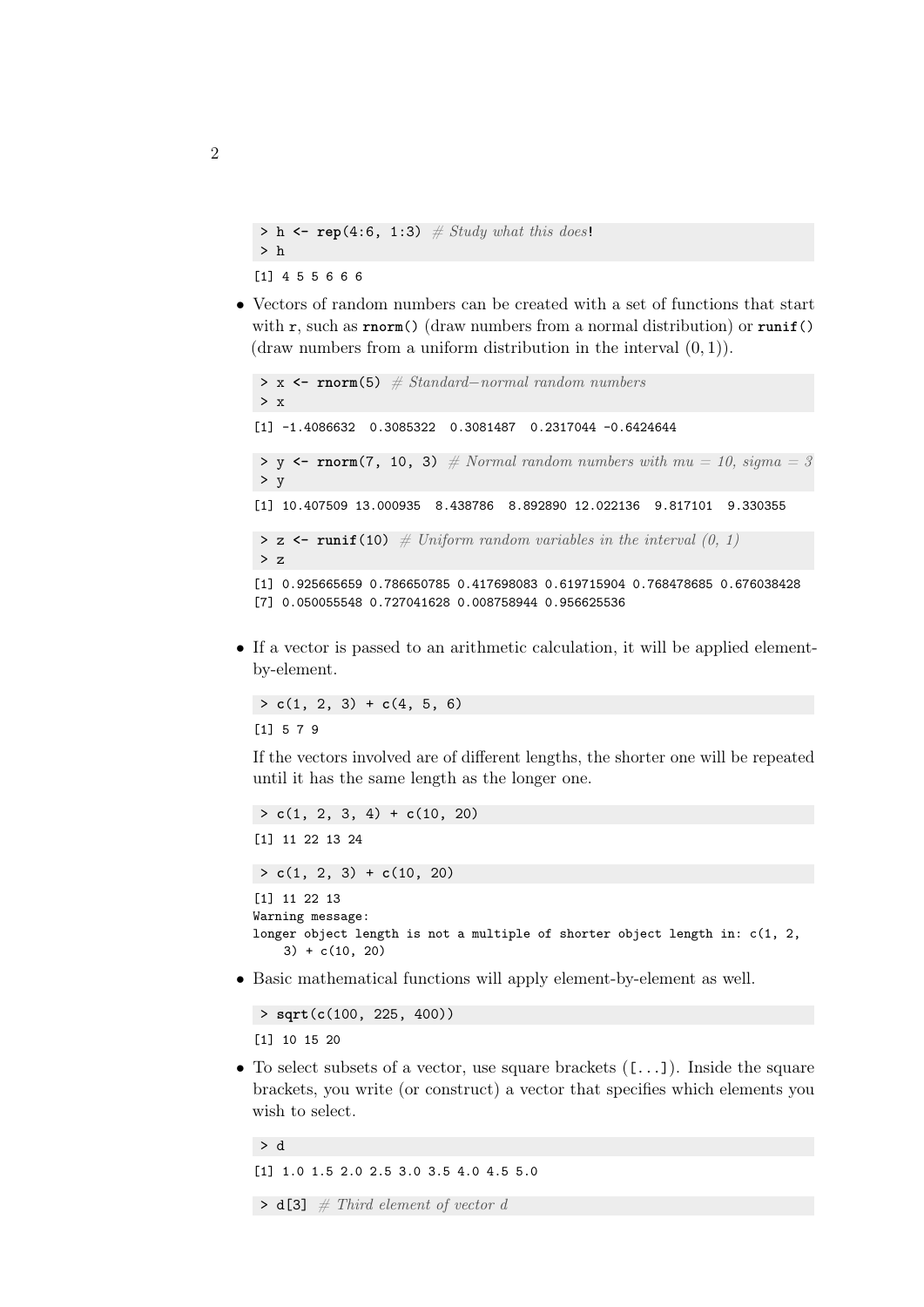```
> h <- rep(4:6, 1:3) # Study what this does!
> h
```

```
[1] 4 5 5 6 6 6
```

- Vectors of random numbers can be created with a set of functions that start with `r`, such as `rnorm()` (draw numbers from a normal distribution) or `runif()` (draw numbers from a uniform distribution in the interval $(0, 1)$).

```
> x <- rnorm(5) # Standard-normal random numbers
> x
```

```
[1] -1.4086632  0.3085322  0.3081487  0.2317044 -0.6424644
```

```
> y <- rnorm(7, 10, 3) # Normal random numbers with mu = 10, sigma = 3
> y
```

```
[1] 10.407509 13.000935  8.438786  8.892890 12.022136  9.817101  9.330355
```

```
> z <- runif(10) # Uniform random variables in the interval (0, 1)
> z
```

```
[1] 0.925665659 0.786650785 0.417698083 0.619715904 0.768478685 0.676038428
[7] 0.050055548 0.727041628 0.008758944 0.956625536
```

- If a vector is passed to an arithmetic calculation, it will be applied element-by-element.

```
> c(1, 2, 3) + c(4, 5, 6)
```

```
[1] 5 7 9
```

If the vectors involved are of different lengths, the shorter one will be repeated until it has the same length as the longer one.

```
> c(1, 2, 3, 4) + c(10, 20)
```

```
[1] 11 22 13 24
```

```
> c(1, 2, 3) + c(10, 20)
```

```
[1] 11 22 13
Warning message:
longer object length is not a multiple of shorter object length in: c(1, 2,
    3) + c(10, 20)
```

- Basic mathematical functions will apply element-by-element as well.

```
> sqrt(c(100, 225, 400))
```

```
[1] 10 15 20
```

- To select subsets of a vector, use square brackets (`[...]`). Inside the square brackets, you write (or construct) a vector that specifies which elements you wish to select.

```
> d
```

```
[1] 1.0 1.5 2.0 2.5 3.0 3.5 4.0 4.5 5.0
```

```
> d[3] # Third element of vector d
```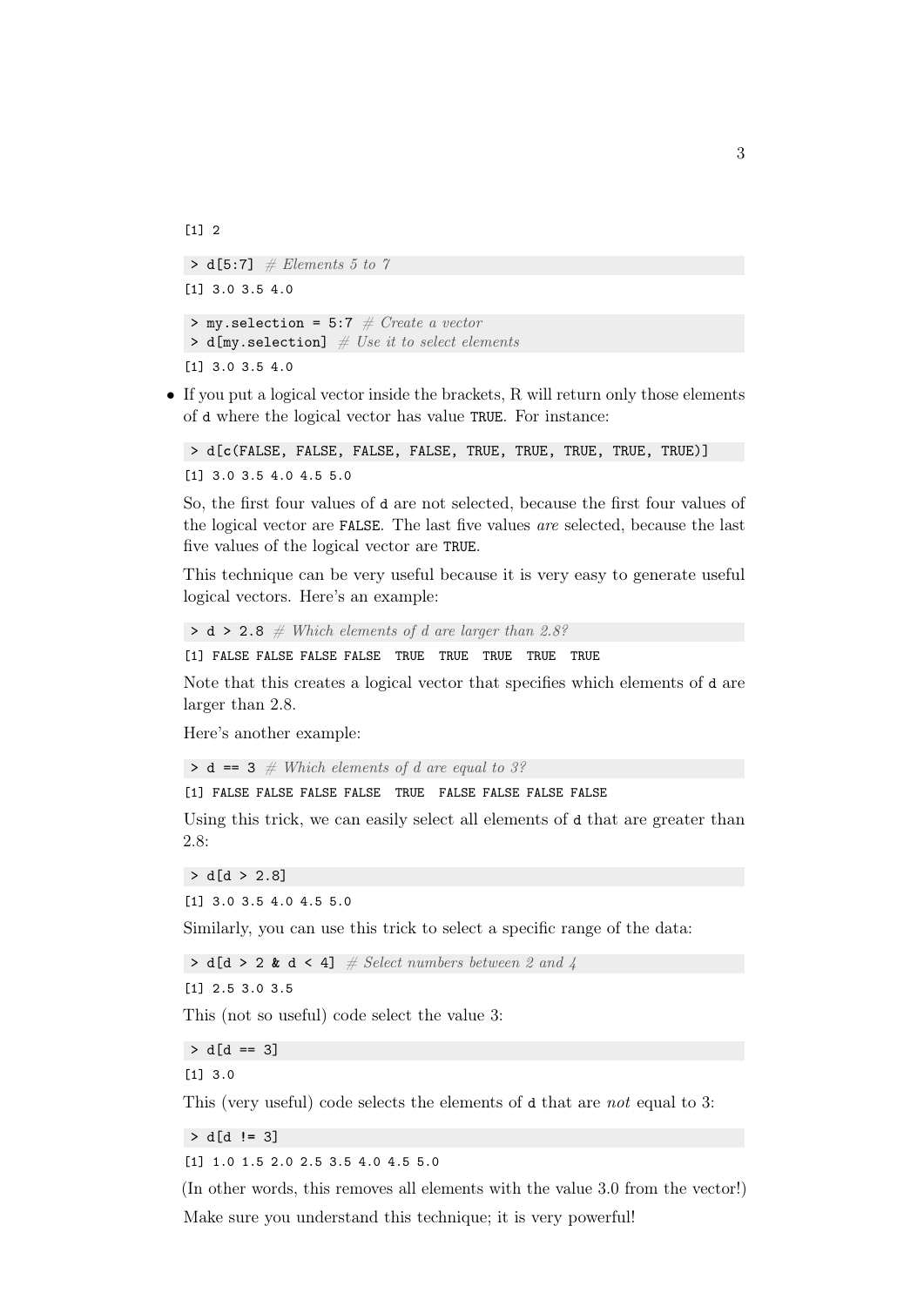```
[1] 2
```

```
> d[5:7]  # Elements 5 to 7
```

```
[1] 3.0 3.5 4.0
```

```
> my.selection = 5:7  # Create a vector
> d[my.selection]  # Use it to select elements
```

```
[1] 3.0 3.5 4.0
```

- If you put a logical vector inside the brackets, R will return only those elements of `d` where the logical vector has value `TRUE`. For instance:

  ```
  > d[c(FALSE, FALSE, FALSE, FALSE, TRUE, TRUE, TRUE, TRUE, TRUE)]
  ```

  ```
  [1] 3.0 3.5 4.0 4.5 5.0
  ```

  So, the first four values of `d` are not selected, because the first four values of the logical vector are `FALSE`. The last five values *are* selected, because the last five values of the logical vector are `TRUE`.

  This technique can be very useful because it is very easy to generate useful logical vectors. Here's an example:

  ```
  > d > 2.8  # Which elements of d are larger than 2.8?
  ```

  ```
  [1] FALSE FALSE FALSE FALSE  TRUE  TRUE  TRUE  TRUE  TRUE
  ```

  Note that this creates a logical vector that specifies which elements of `d` are larger than 2.8.

  Here's another example:

  ```
  > d == 3  # Which elements of d are equal to 3?
  ```

  ```
  [1] FALSE FALSE FALSE FALSE  TRUE  FALSE FALSE FALSE FALSE
  ```

  Using this trick, we can easily select all elements of `d` that are greater than 2.8:

  ```
  > d[d > 2.8]
  ```

  ```
  [1] 3.0 3.5 4.0 4.5 5.0
  ```

  Similarly, you can use this trick to select a specific range of the data:

  ```
  > d[d > 2 & d < 4]  # Select numbers between 2 and 4
  ```

  ```
  [1] 2.5 3.0 3.5
  ```

  This (not so useful) code select the value 3:

  ```
  > d[d == 3]
  ```

  ```
  [1] 3.0
  ```

  This (very useful) code selects the elements of `d` that are *not* equal to 3:

  ```
  > d[d != 3]
  ```

  ```
  [1] 1.0 1.5 2.0 2.5 3.5 4.0 4.5 5.0
  ```

  (In other words, this removes all elements with the value 3.0 from the vector!)

  Make sure you understand this technique; it is very powerful!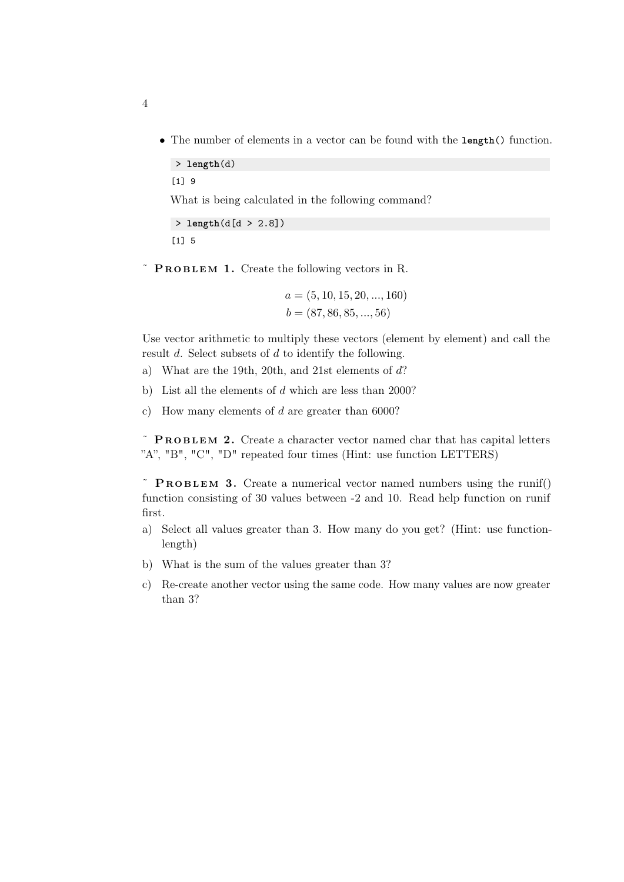- The number of elements in a vector can be found with the **length()** function.

```
> length(d)
[1] 9
```

What is being calculated in the following command?

```
> length(d[d > 2.8])
[1] 5
```

~ **PROBLEM 1.** Create the following vectors in R.

$$a = (5, 10, 15, 20, ..., 160)$$
$$b = (87, 86, 85, ..., 56)$$

Use vector arithmetic to multiply these vectors (element by element) and call the result $d$. Select subsets of $d$ to identify the following.

a) What are the 19th, 20th, and 21st elements of $d$?

b) List all the elements of $d$ which are less than 2000?

c) How many elements of $d$ are greater than 6000?

~ **PROBLEM 2.** Create a character vector named char that has capital letters "A", "B", "C", "D" repeated four times (Hint: use function LETTERS)

~ **PROBLEM 3.** Create a numerical vector named numbers using the runif() function consisting of 30 values between -2 and 10. Read help function on runif first.

a) Select all values greater than 3. How many do you get? (Hint: use function-length)

b) What is the sum of the values greater than 3?

c) Re-create another vector using the same code. How many values are now greater than 3?